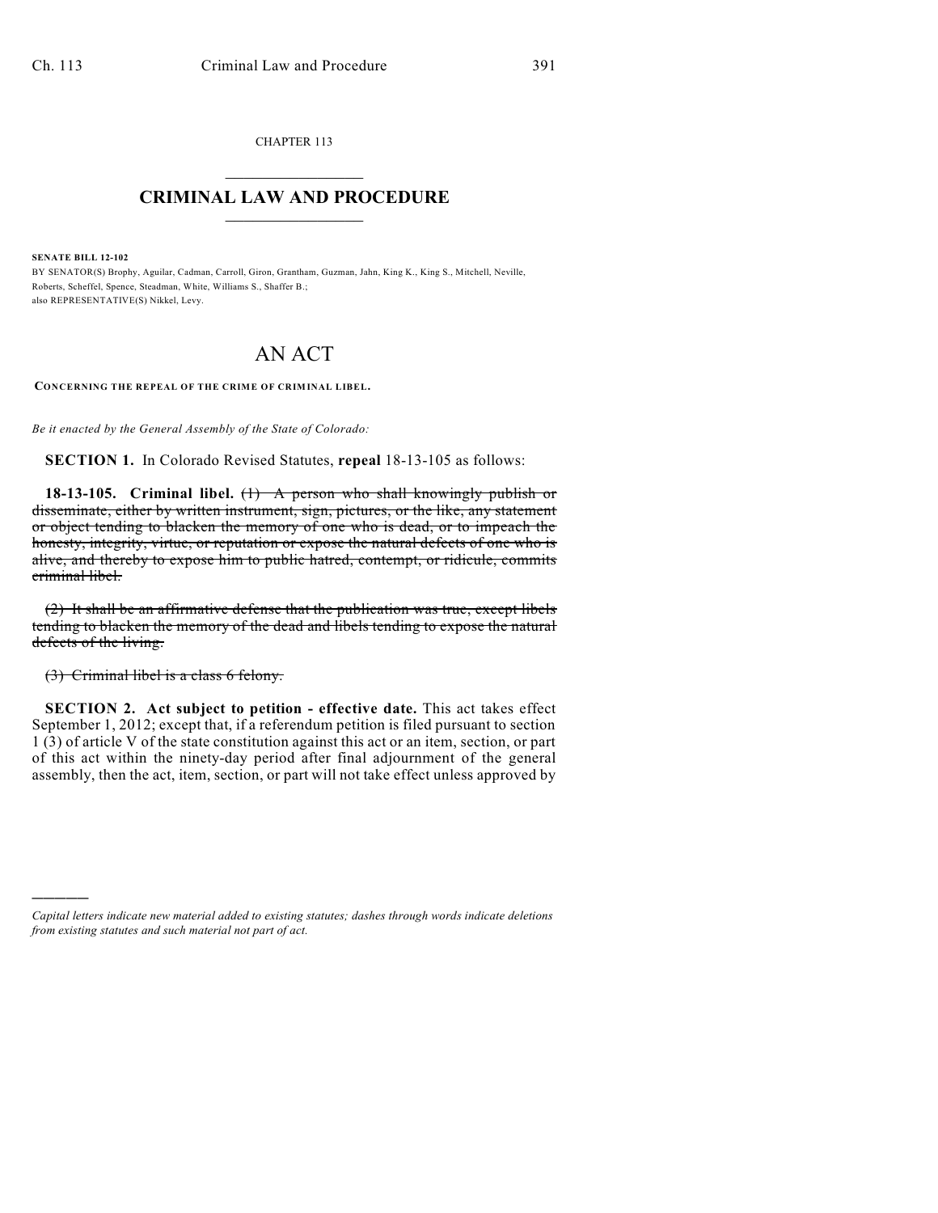CHAPTER 113

# CRIMINAL LAW AND PROCEDURE

**SENATE BILL 12-102**

BY SENATOR(S) Brophy, Aguilar, Cadman, Carroll, Giron, Grantham, Guzman, Jahn, King K., King S., Mitchell, Neville, Roberts, Scheffel, Spence, Steadman, White, Williams S., Shaffer B.;
also REPRESENTATIVE(S) Nikkel, Levy.

# AN ACT

**CONCERNING THE REPEAL OF THE CRIME OF CRIMINAL LIBEL.**

*Be it enacted by the General Assembly of the State of Colorado:*

**SECTION 1.** In Colorado Revised Statutes, **repeal** 18-13-105 as follows:

**18-13-105. Criminal libel.** ~~(1) A person who shall knowingly publish or disseminate, either by written instrument, sign, pictures, or the like, any statement or object tending to blacken the memory of one who is dead, or to impeach the honesty, integrity, virtue, or reputation or expose the natural defects of one who is alive, and thereby to expose him to public hatred, contempt, or ridicule, commits criminal libel.~~

~~(2) It shall be an affirmative defense that the publication was true, except libels tending to blacken the memory of the dead and libels tending to expose the natural defects of the living.~~

~~(3) Criminal libel is a class 6 felony.~~

**SECTION 2. Act subject to petition - effective date.** This act takes effect September 1, 2012; except that, if a referendum petition is filed pursuant to section 1 (3) of article V of the state constitution against this act or an item, section, or part of this act within the ninety-day period after final adjournment of the general assembly, then the act, item, section, or part will not take effect unless approved by

---

*Capital letters indicate new material added to existing statutes; dashes through words indicate deletions from existing statutes and such material not part of act.*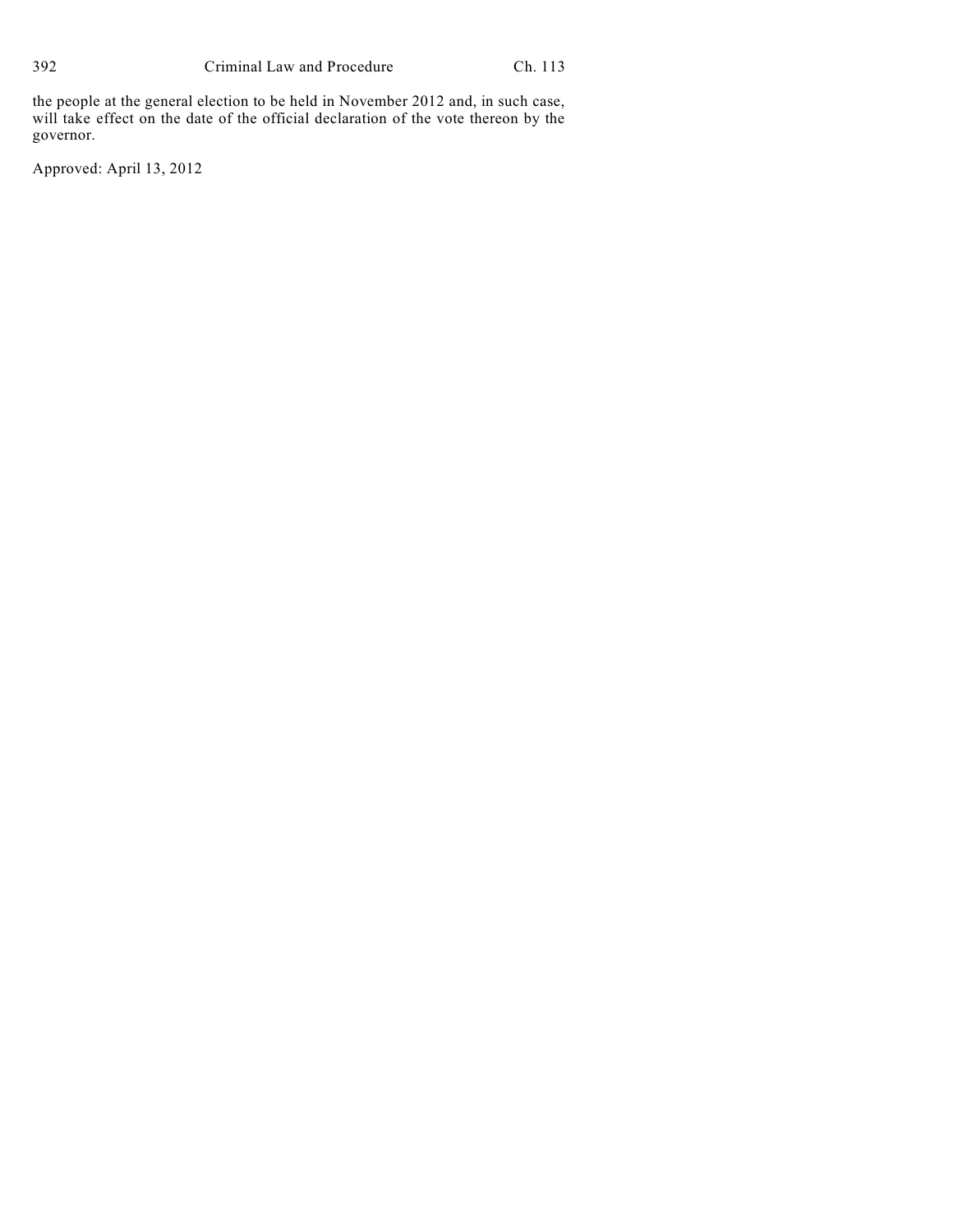the people at the general election to be held in November 2012 and, in such case, will take effect on the date of the official declaration of the vote thereon by the governor.

Approved: April 13, 2012